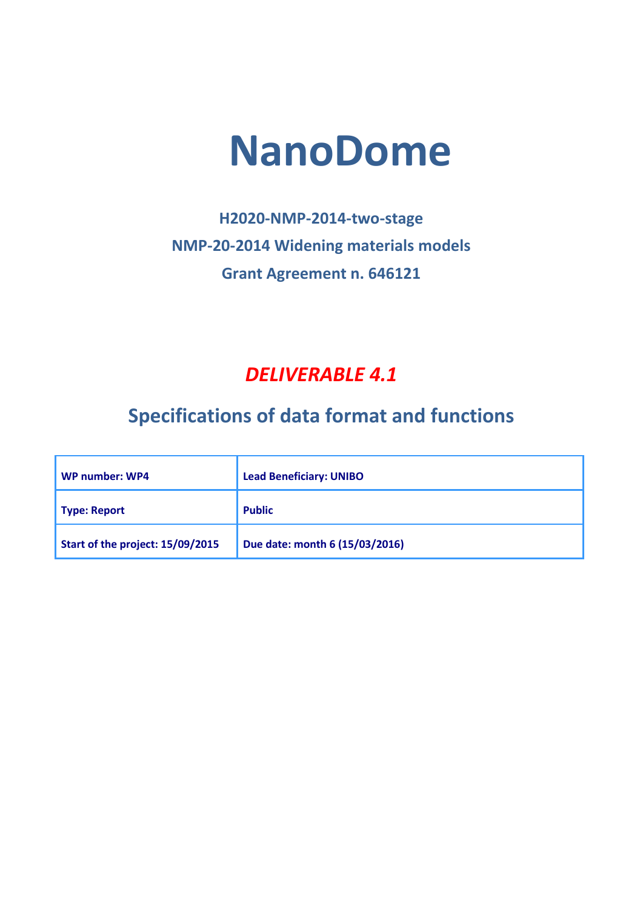# NanoDome

**H2020-NMP-2014-two-stage**

**NMP-20-2014 Widening materials models**

**Grant Agreement n. 646121**

## *DELIVERABLE 4.1*

## Specifications of data format and functions

| WP number: WP4 | Lead Beneficiary: UNIBO |
|---|---|
| Type: Report | Public |
| Start of the project: 15/09/2015 | Due date: month 6 (15/03/2016) |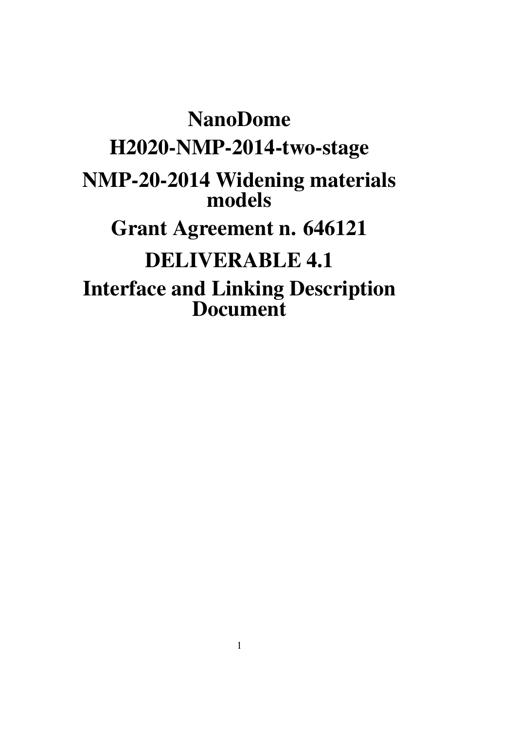# NanoDome

# H2020-NMP-2014-two-stage

# NMP-20-2014 Widening materials models

# Grant Agreement n. 646121

# DELIVERABLE 4.1

# Interface and Linking Description Document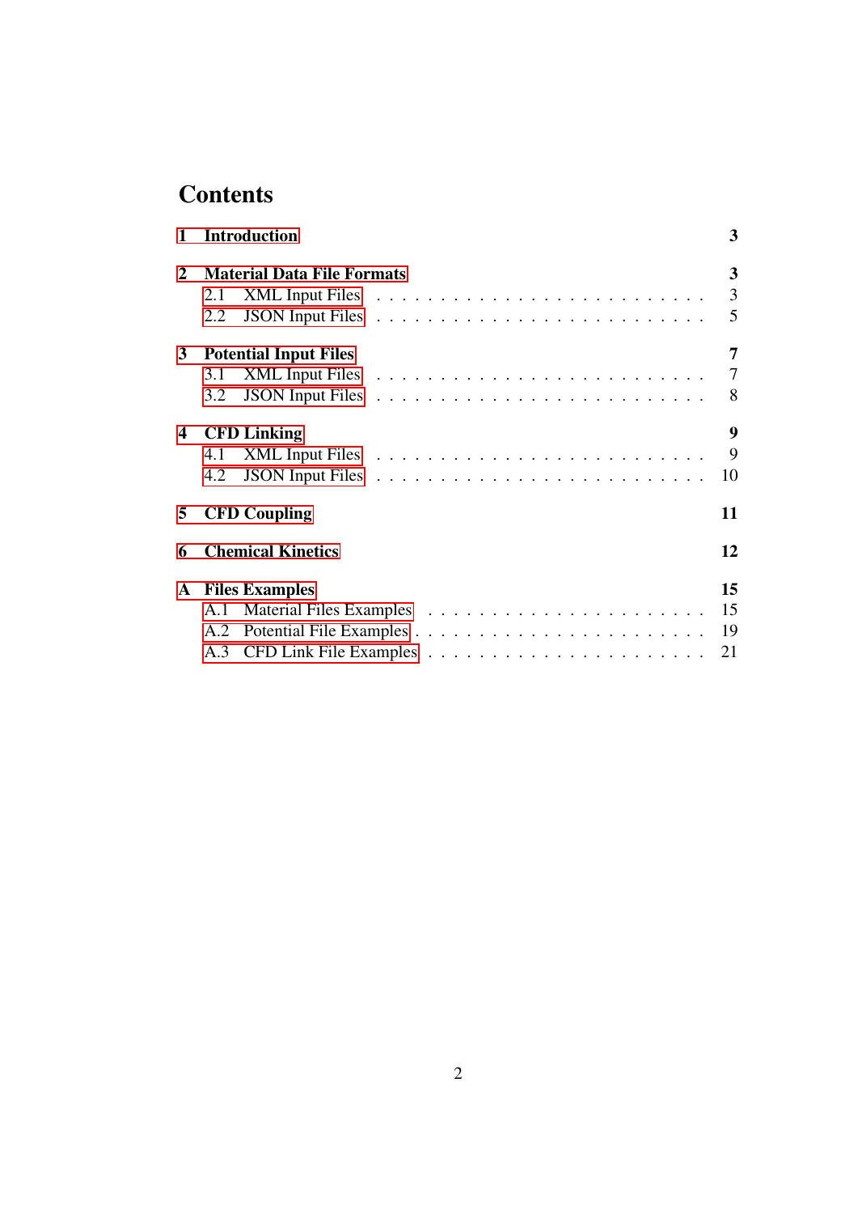# Contents

**1 Introduction** — **3**

**2 Material Data File Formats** — **3**
- 2.1 XML Input Files — 3
- 2.2 JSON Input Files — 5

**3 Potential Input Files** — **7**
- 3.1 XML Input Files — 7
- 3.2 JSON Input Files — 8

**4 CFD Linking** — **9**
- 4.1 XML Input Files — 9
- 4.2 JSON Input Files — 10

**5 CFD Coupling** — **11**

**6 Chemical Kinetics** — **12**

**A Files Examples** — **15**
- A.1 Material Files Examples — 15
- A.2 Potential File Examples — 19
- A.3 CFD Link File Examples — 21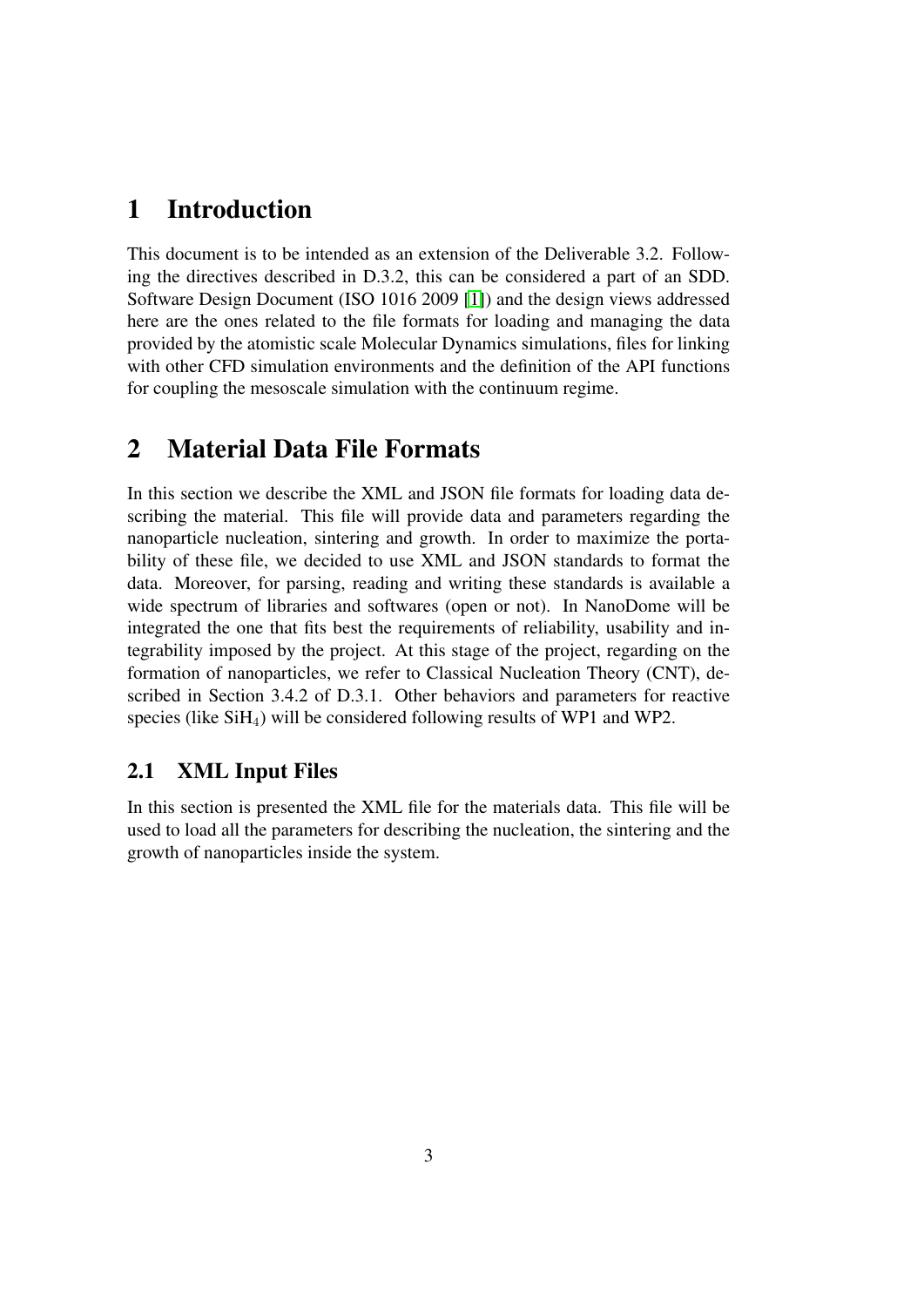# 1 Introduction

This document is to be intended as an extension of the Deliverable 3.2. Following the directives described in D.3.2, this can be considered a part of an SDD. Software Design Document (ISO 1016 2009 [1]) and the design views addressed here are the ones related to the file formats for loading and managing the data provided by the atomistic scale Molecular Dynamics simulations, files for linking with other CFD simulation environments and the definition of the API functions for coupling the mesoscale simulation with the continuum regime.

# 2 Material Data File Formats

In this section we describe the XML and JSON file formats for loading data describing the material. This file will provide data and parameters regarding the nanoparticle nucleation, sintering and growth. In order to maximize the portability of these file, we decided to use XML and JSON standards to format the data. Moreover, for parsing, reading and writing these standards is available a wide spectrum of libraries and softwares (open or not). In NanoDome will be integrated the one that fits best the requirements of reliability, usability and integrability imposed by the project. At this stage of the project, regarding on the formation of nanoparticles, we refer to Classical Nucleation Theory (CNT), described in Section 3.4.2 of D.3.1. Other behaviors and parameters for reactive species (like $SiH_4$) will be considered following results of WP1 and WP2.

## 2.1 XML Input Files

In this section is presented the XML file for the materials data. This file will be used to load all the parameters for describing the nucleation, the sintering and the growth of nanoparticles inside the system.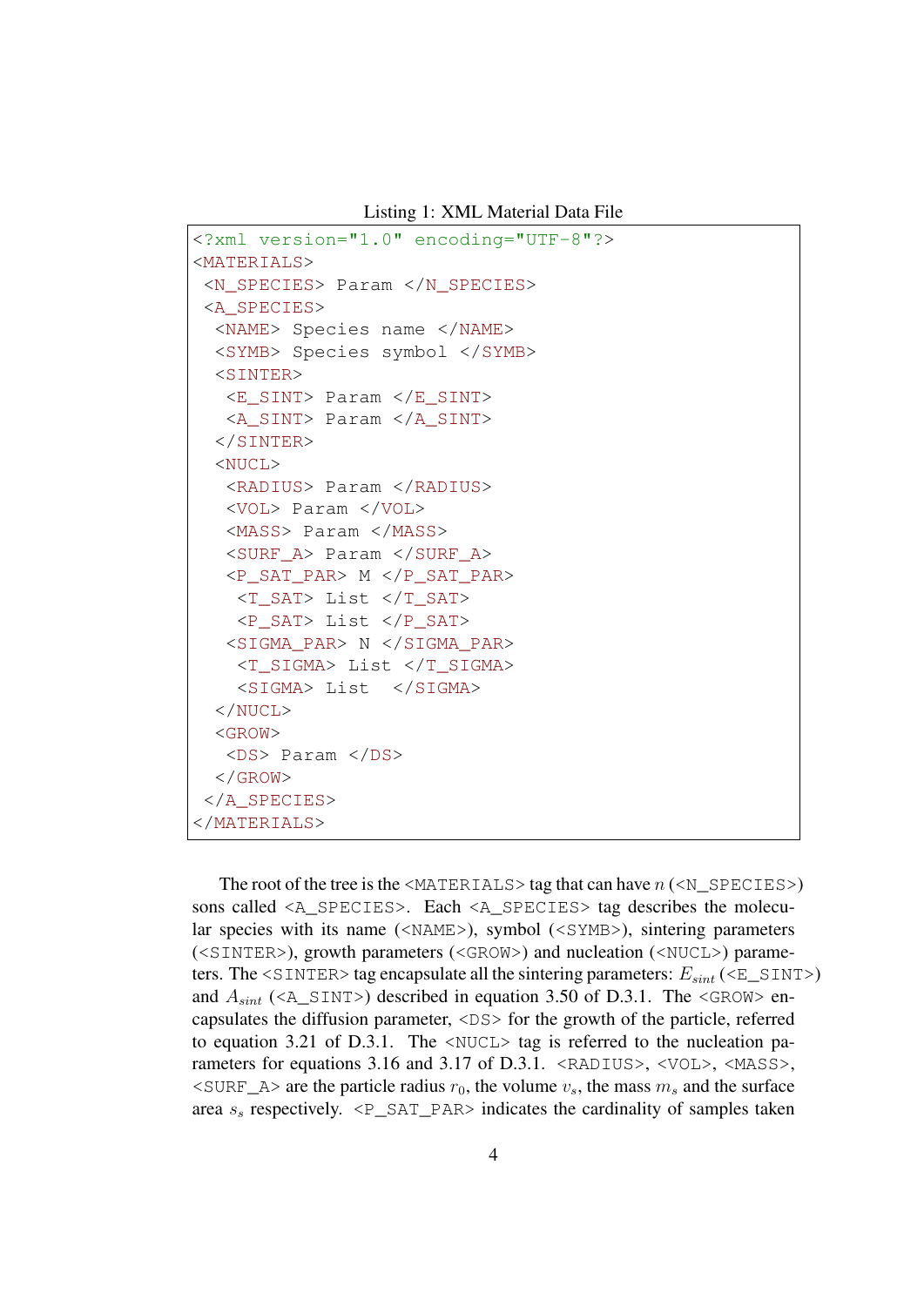Listing 1: XML Material Data File

```
<?xml version="1.0" encoding="UTF-8"?>
<MATERIALS>
 <N_SPECIES> Param </N_SPECIES>
 <A_SPECIES>
  <NAME> Species name </NAME>
  <SYMB> Species symbol </SYMB>
  <SINTER>
   <E_SINT> Param </E_SINT>
   <A_SINT> Param </A_SINT>
  </SINTER>
  <NUCL>
   <RADIUS> Param </RADIUS>
   <VOL> Param </VOL>
   <MASS> Param </MASS>
   <SURF_A> Param </SURF_A>
   <P_SAT_PAR> M </P_SAT_PAR>
    <T_SAT> List </T_SAT>
    <P_SAT> List </P_SAT>
   <SIGMA_PAR> N </SIGMA_PAR>
    <T_SIGMA> List </T_SIGMA>
    <SIGMA> List  </SIGMA>
  </NUCL>
  <GROW>
   <DS> Param </DS>
  </GROW>
 </A_SPECIES>
</MATERIALS>
```

The root of the tree is the <MATERIALS> tag that can have $n$ (<N_SPECIES>) sons called <A_SPECIES>. Each <A_SPECIES> tag describes the molecular species with its name (<NAME>), symbol (<SYMB>), sintering parameters (<SINTER>), growth parameters (<GROW>) and nucleation (<NUCL>) parameters. The <SINTER> tag encapsulate all the sintering parameters: $E_{sint}$ (<E_SINT>) and $A_{sint}$ (<A_SINT>) described in equation 3.50 of D.3.1. The <GROW> encapsulates the diffusion parameter, <DS> for the growth of the particle, referred to equation 3.21 of D.3.1. The <NUCL> tag is referred to the nucleation parameters for equations 3.16 and 3.17 of D.3.1. <RADIUS>, <VOL>, <MASS>, <SURF_A> are the particle radius $r_0$, the volume $v_s$, the mass $m_s$ and the surface area $s_s$ respectively. <P_SAT_PAR> indicates the cardinality of samples taken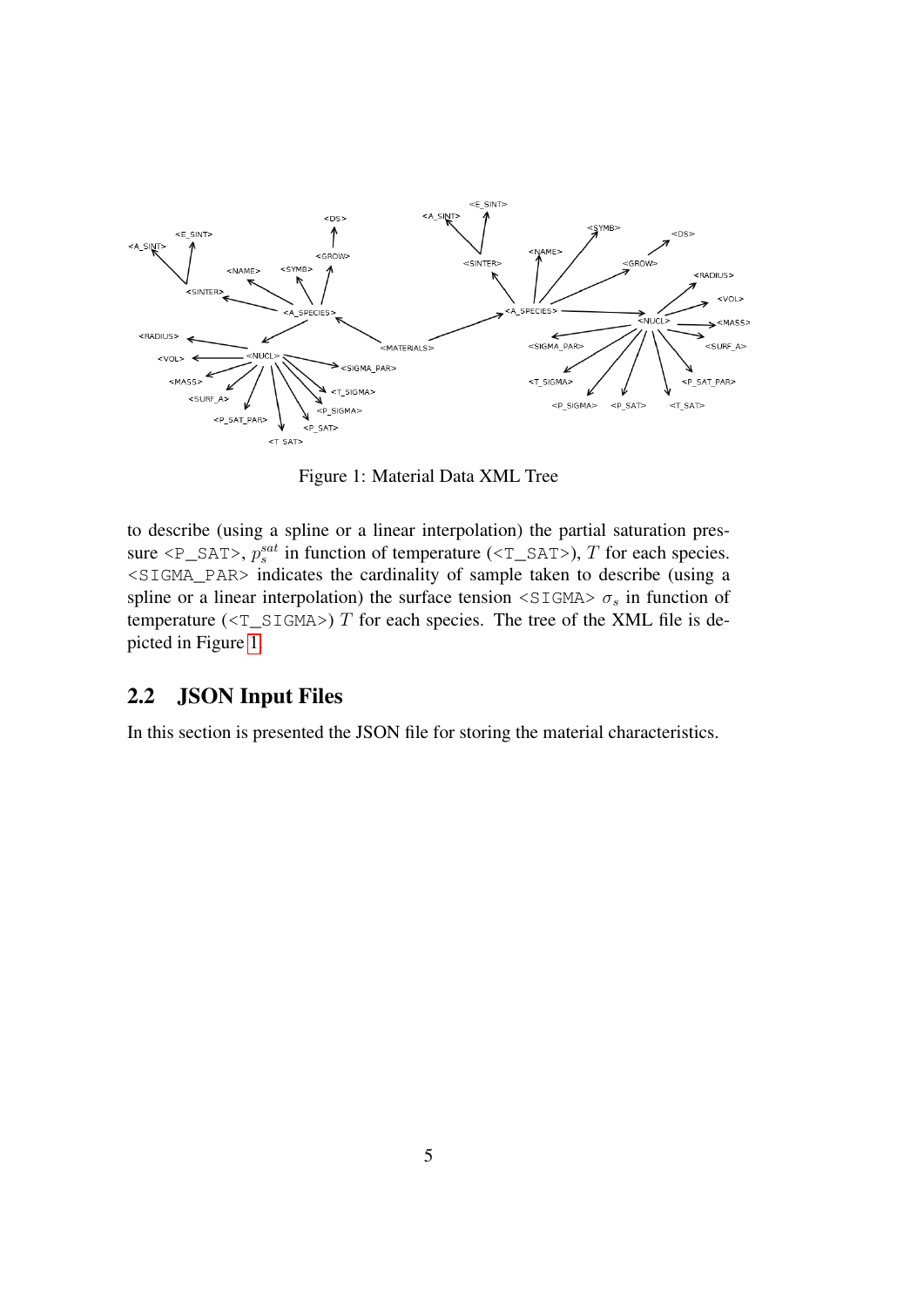Figure 1: Material Data XML Tree

to describe (using a spline or a linear interpolation) the partial saturation pressure `<P_SAT>`, $p_s^{sat}$ in function of temperature (`<T_SAT>`), $T$ for each species. `<SIGMA_PAR>` indicates the cardinality of sample taken to describe (using a spline or a linear interpolation) the surface tension `<SIGMA>` $\sigma_s$ in function of temperature (`<T_SIGMA>`) $T$ for each species. The tree of the XML file is depicted in Figure 1.

## 2.2 JSON Input Files

In this section is presented the JSON file for storing the material characteristics.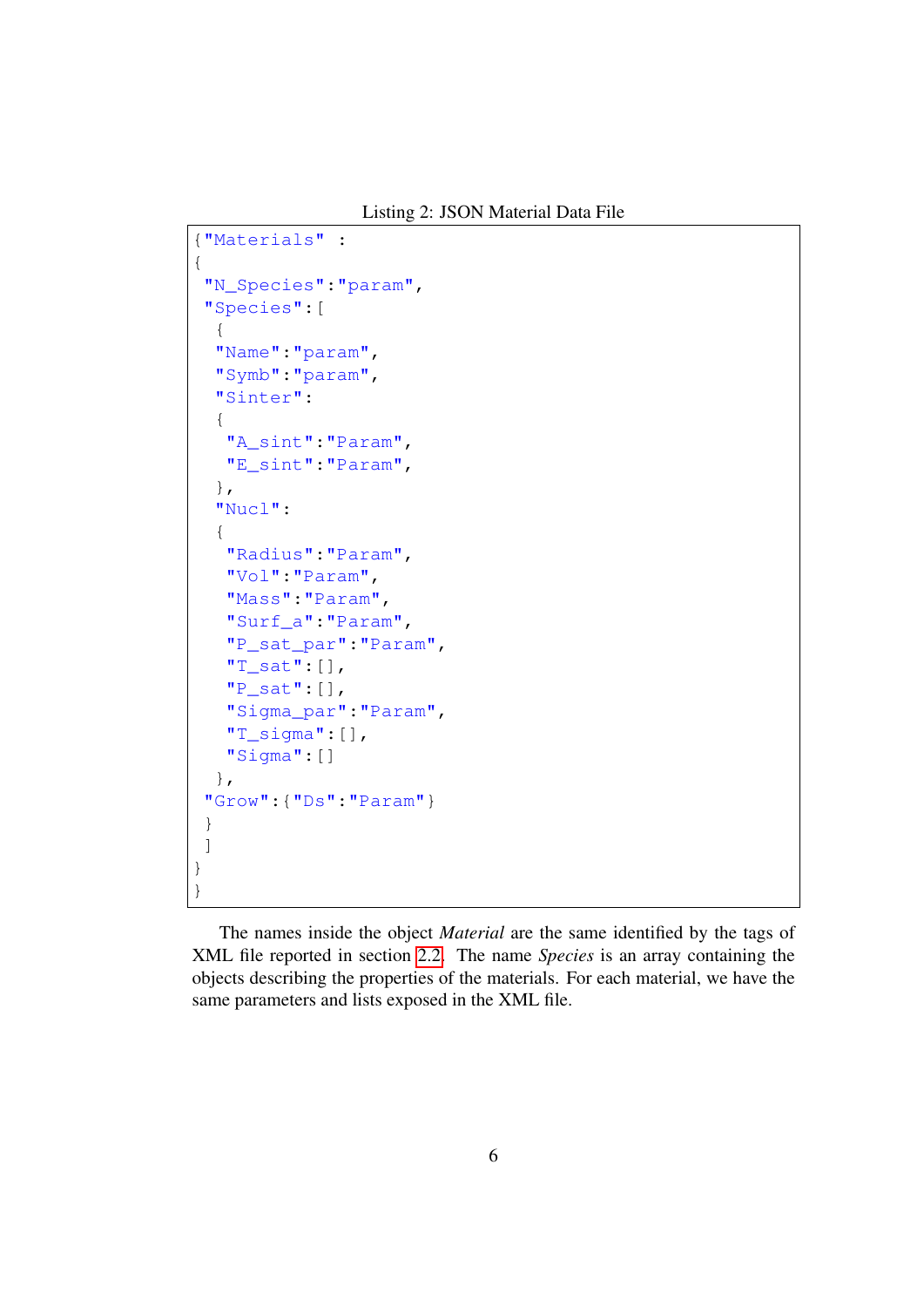Listing 2: JSON Material Data File

```
{"Materials" :
{
 "N_Species":"param",
 "Species":[
  {
  "Name":"param",
  "Symb":"param",
  "Sinter":
  {
   "A_sint":"Param",
   "E_sint":"Param",
  },
  "Nucl":
  {
   "Radius":"Param",
   "Vol":"Param",
   "Mass":"Param",
   "Surf_a":"Param",
   "P_sat_par":"Param",
   "T_sat":[],
   "P_sat":[],
   "Sigma_par":"Param",
   "T_sigma":[],
   "Sigma":[]
  },
 "Grow":{"Ds":"Param"}
 }
 ]
}
}
```

The names inside the object *Material* are the same identified by the tags of XML file reported in section 2.2. The name *Species* is an array containing the objects describing the properties of the materials. For each material, we have the same parameters and lists exposed in the XML file.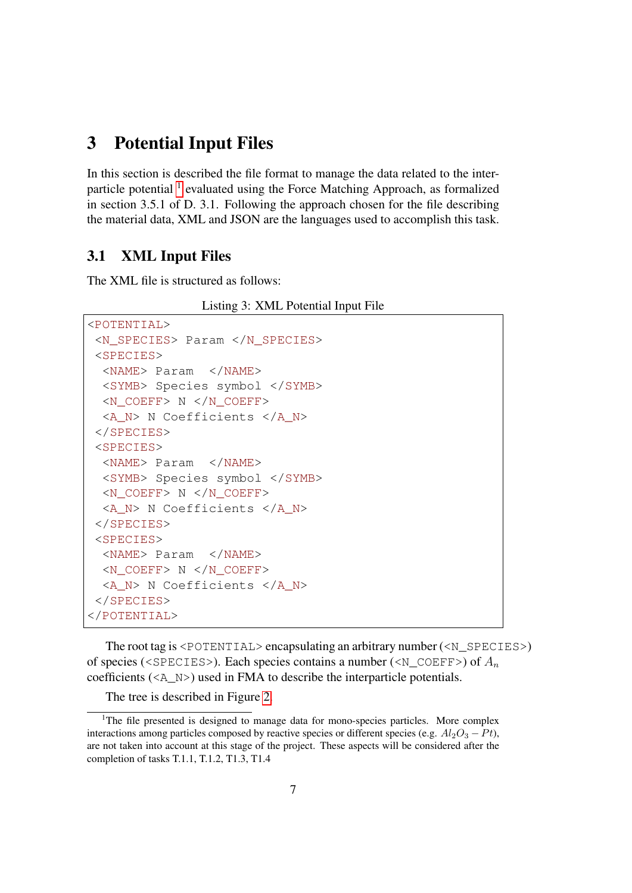# 3 Potential Input Files

In this section is described the file format to manage the data related to the interparticle potential [1] evaluated using the Force Matching Approach, as formalized in section 3.5.1 of D. 3.1. Following the approach chosen for the file describing the material data, XML and JSON are the languages used to accomplish this task.

## 3.1 XML Input Files

The XML file is structured as follows:

Listing 3: XML Potential Input File

```
<POTENTIAL>
 <N_SPECIES> Param </N_SPECIES>
 <SPECIES>
  <NAME> Param  </NAME>
  <SYMB> Species symbol </SYMB>
  <N_COEFF> N </N_COEFF>
  <A_N> N Coefficients </A_N>
 </SPECIES>
 <SPECIES>
  <NAME> Param  </NAME>
  <SYMB> Species symbol </SYMB>
  <N_COEFF> N </N_COEFF>
  <A_N> N Coefficients </A_N>
 </SPECIES>
 <SPECIES>
  <NAME> Param  </NAME>
  <N_COEFF> N </N_COEFF>
  <A_N> N Coefficients </A_N>
 </SPECIES>
</POTENTIAL>
```

The root tag is `<POTENTIAL>` encapsulating an arbitrary number (`<N_SPECIES>`) of species (`<SPECIES>`). Each species contains a number (`<N_COEFF>`) of $A_n$ coefficients (`<A_N>`) used in FMA to describe the interparticle potentials.

The tree is described in Figure 2.

[1] The file presented is designed to manage data for mono-species particles. More complex interactions among particles composed by reactive species or different species (e.g. $Al_2O_3 - Pt$), are not taken into account at this stage of the project. These aspects will be considered after the completion of tasks T.1.1, T.1.2, T1.3, T1.4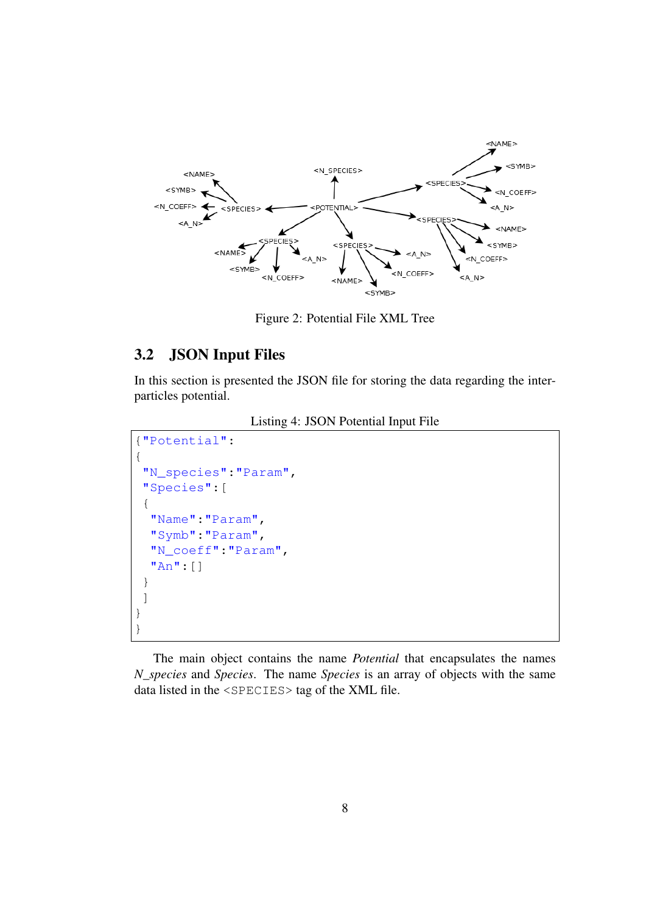Figure 2: Potential File XML Tree

## 3.2 JSON Input Files

In this section is presented the JSON file for storing the data regarding the inter-particles potential.

Listing 4: JSON Potential Input File

```
{"Potential":
{
 "N_species":"Param",
 "Species":[
  {
   "Name":"Param",
   "Symb":"Param",
   "N_coeff":"Param",
   "An":[]
  }
  ]
}
}
```

The main object contains the name *Potential* that encapsulates the names *N_species* and *Species*. The name *Species* is an array of objects with the same data listed in the `<SPECIES>` tag of the XML file.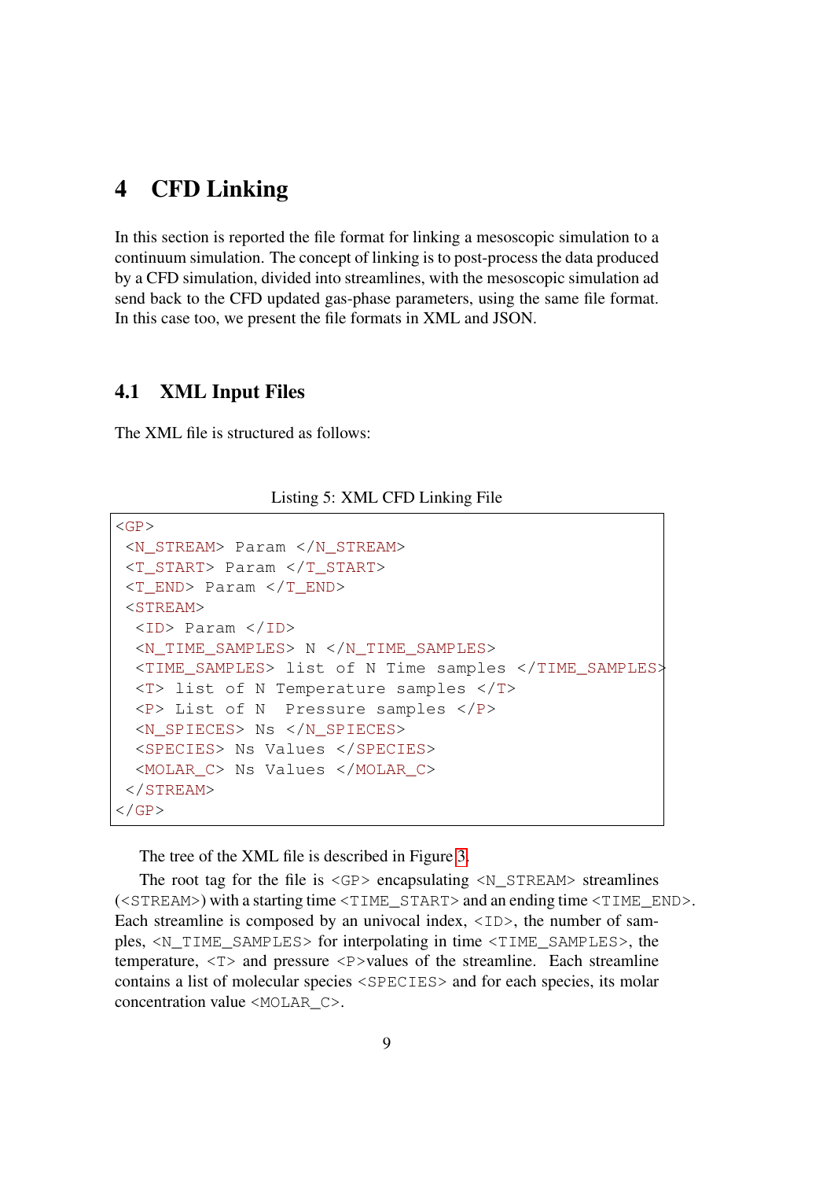# 4 CFD Linking

In this section is reported the file format for linking a mesoscopic simulation to a continuum simulation. The concept of linking is to post-process the data produced by a CFD simulation, divided into streamlines, with the mesoscopic simulation ad send back to the CFD updated gas-phase parameters, using the same file format. In this case too, we present the file formats in XML and JSON.

## 4.1 XML Input Files

The XML file is structured as follows:

Listing 5: XML CFD Linking File

```
<GP>
 <N_STREAM> Param </N_STREAM>
 <T_START> Param </T_START>
 <T_END> Param </T_END>
 <STREAM>
  <ID> Param </ID>
  <N_TIME_SAMPLES> N </N_TIME_SAMPLES>
  <TIME_SAMPLES> list of N Time samples </TIME_SAMPLES>
  <T> list of N Temperature samples </T>
  <P> List of N  Pressure samples </P>
  <N_SPIECES> Ns </N_SPIECES>
  <SPECIES> Ns Values </SPECIES>
  <MOLAR_C> Ns Values </MOLAR_C>
 </STREAM>
</GP>
```

The tree of the XML file is described in Figure 3.

The root tag for the file is `<GP>` encapsulating `<N_STREAM>` streamlines (`<STREAM>`) with a starting time `<TIME_START>` and an ending time `<TIME_END>`. Each streamline is composed by an univocal index, `<ID>`, the number of samples, `<N_TIME_SAMPLES>` for interpolating in time `<TIME_SAMPLES>`, the temperature, `<T>` and pressure `<P>`values of the streamline. Each streamline contains a list of molecular species `<SPECIES>` and for each species, its molar concentration value `<MOLAR_C>`.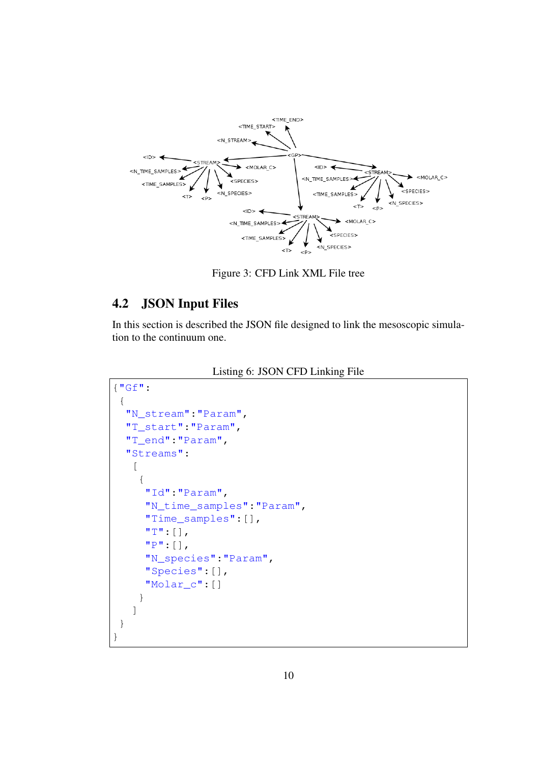Figure 3: CFD Link XML File tree

## 4.2 JSON Input Files

In this section is described the JSON file designed to link the mesoscopic simulation to the continuum one.

Listing 6: JSON CFD Linking File

```
{"Gf":
 {
  "N_stream":"Param",
  "T_start":"Param",
  "T_end":"Param",
  "Streams":
   [
    {
     "Id":"Param",
     "N_time_samples":"Param",
     "Time_samples":[],
     "T":[],
     "P":[],
     "N_species":"Param",
     "Species":[],
     "Molar_c":[]
    }
   ]
 }
}
```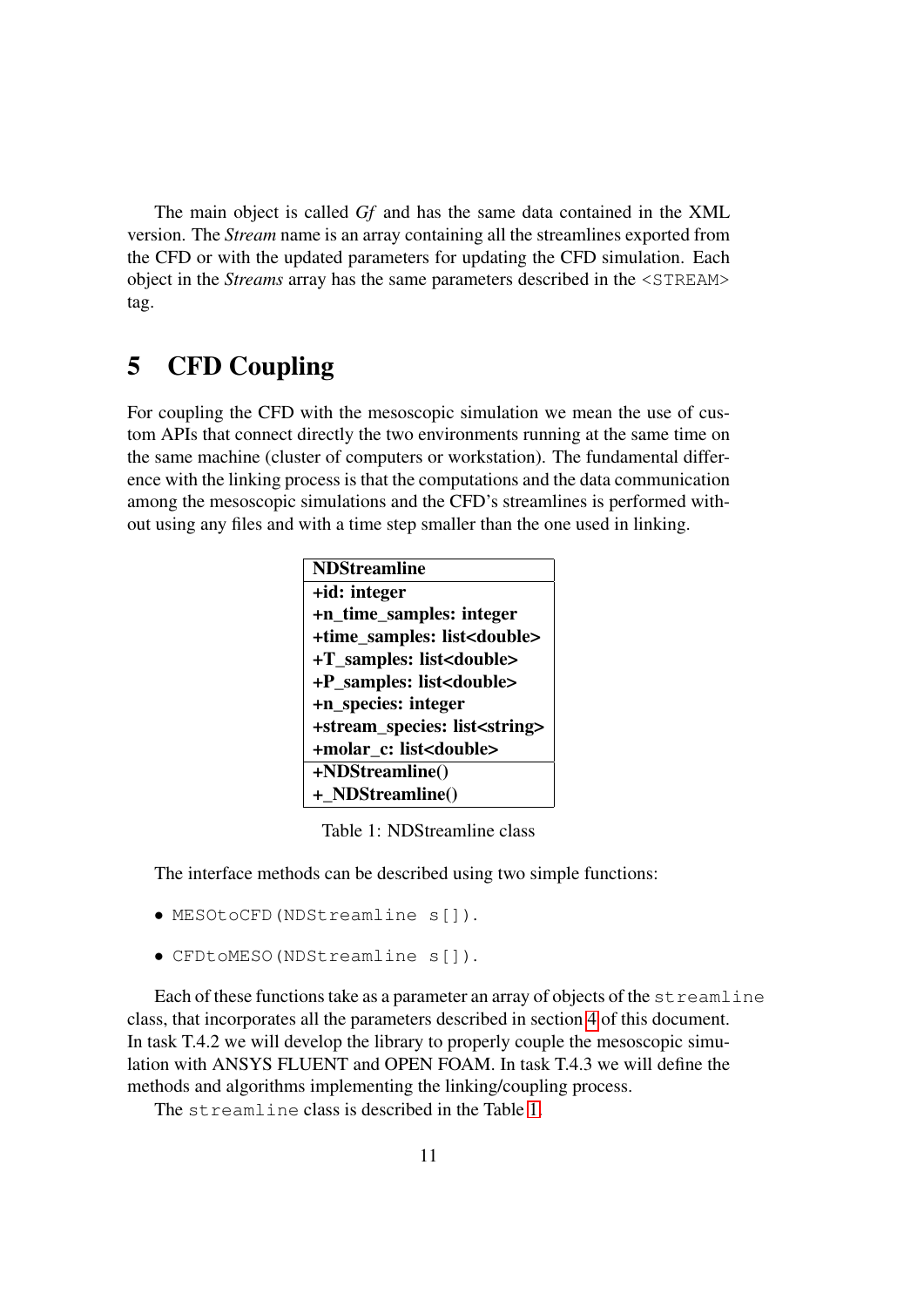The main object is called *Gf* and has the same data contained in the XML version. The *Stream* name is an array containing all the streamlines exported from the CFD or with the updated parameters for updating the CFD simulation. Each object in the *Streams* array has the same parameters described in the `<STREAM>` tag.

# 5 CFD Coupling

For coupling the CFD with the mesoscopic simulation we mean the use of custom APIs that connect directly the two environments running at the same time on the same machine (cluster of computers or workstation). The fundamental difference with the linking process is that the computations and the data communication among the mesoscopic simulations and the CFD's streamlines is performed without using any files and with a time step smaller than the one used in linking.

| **NDStreamline** |
|---|
| **+id: integer** |
| **+n_time_samples: integer** |
| **+time_samples: list<double>** |
| **+T_samples: list<double>** |
| **+P_samples: list<double>** |
| **+n_species: integer** |
| **+stream_species: list<string>** |
| **+molar_c: list<double>** |
| **+NDStreamline()** |
| **+_NDStreamline()** |

Table 1: NDStreamline class

The interface methods can be described using two simple functions:

- `MESOtoCFD(NDStreamline s[])`.
- `CFDtoMESO(NDStreamline s[])`.

Each of these functions take as a parameter an array of objects of the `streamline` class, that incorporates all the parameters described in section 4 of this document. In task T.4.2 we will develop the library to properly couple the mesoscopic simulation with ANSYS FLUENT and OPEN FOAM. In task T.4.3 we will define the methods and algorithms implementing the linking/coupling process.

The `streamline` class is described in the Table 1.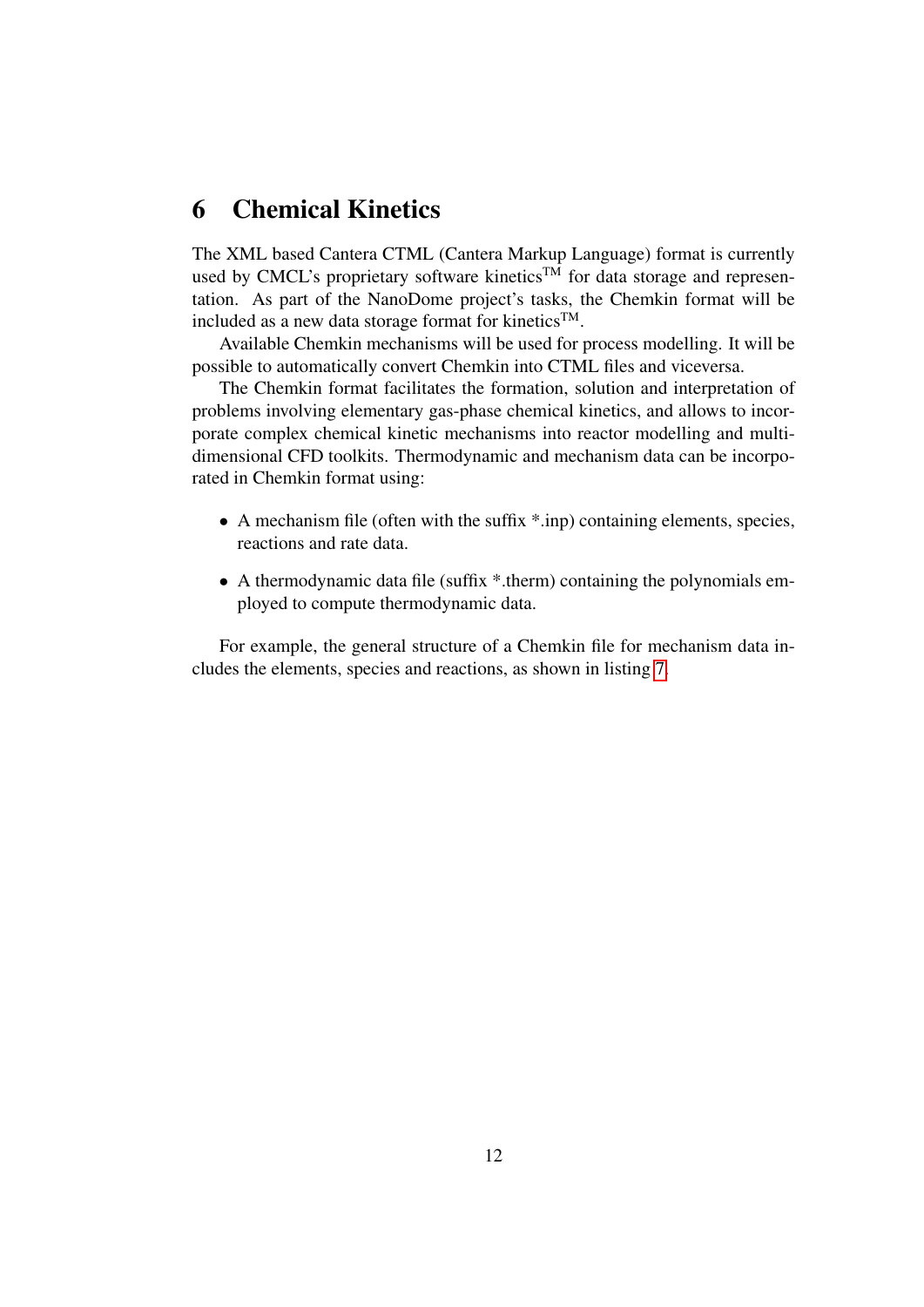# 6 Chemical Kinetics

The XML based Cantera CTML (Cantera Markup Language) format is currently used by CMCL's proprietary software kinetics™ for data storage and representation. As part of the NanoDome project's tasks, the Chemkin format will be included as a new data storage format for kinetics™.

Available Chemkin mechanisms will be used for process modelling. It will be possible to automatically convert Chemkin into CTML files and viceversa.

The Chemkin format facilitates the formation, solution and interpretation of problems involving elementary gas-phase chemical kinetics, and allows to incorporate complex chemical kinetic mechanisms into reactor modelling and multi-dimensional CFD toolkits. Thermodynamic and mechanism data can be incorporated in Chemkin format using:

- A mechanism file (often with the suffix *.inp) containing elements, species, reactions and rate data.
- A thermodynamic data file (suffix *.therm) containing the polynomials employed to compute thermodynamic data.

For example, the general structure of a Chemkin file for mechanism data includes the elements, species and reactions, as shown in listing 7.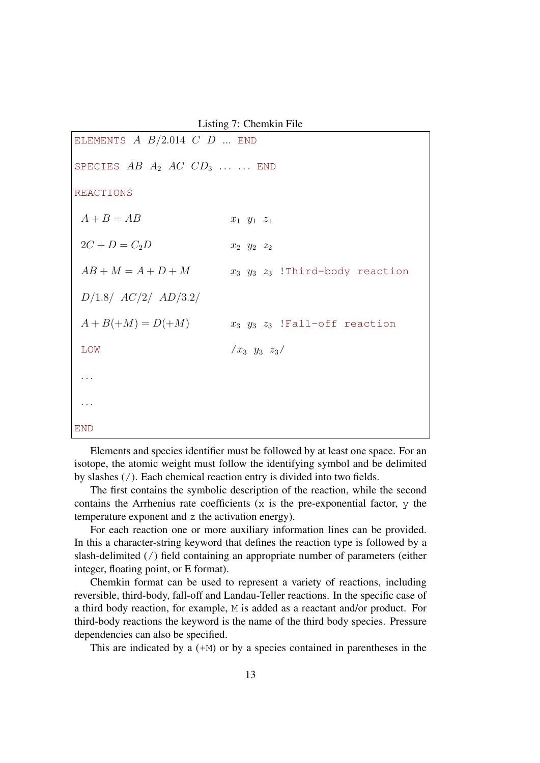Listing 7: Chemkin File

```
ELEMENTS  A  B/2.014  C  D  ...  END

SPECIES  AB  A2  AC  CD3  ...  ...  END

REACTIONS

 A + B = AB                  x1  y1  z1

 2C + D = C2D                x2  y2  z2

 AB + M = A + D + M          x3  y3  z3  !Third-body reaction

 D/1.8/  AC/2/  AD/3.2/

 A + B(+M) = D(+M)           x3  y3  z3  !Fall-off reaction

 LOW                         /x3  y3  z3/

 ...

 ...

END
```

Elements and species identifier must be followed by at least one space. For an isotope, the atomic weight must follow the identifying symbol and be delimited by slashes (/). Each chemical reaction entry is divided into two fields.

The first contains the symbolic description of the reaction, while the second contains the Arrhenius rate coefficients (x is the pre-exponential factor, y the temperature exponent and z the activation energy).

For each reaction one or more auxiliary information lines can be provided. In this a character-string keyword that defines the reaction type is followed by a slash-delimited (/) field containing an appropriate number of parameters (either integer, floating point, or E format).

Chemkin format can be used to represent a variety of reactions, including reversible, third-body, fall-off and Landau-Teller reactions. In the specific case of a third body reaction, for example, M is added as a reactant and/or product. For third-body reactions the keyword is the name of the third body species. Pressure dependencies can also be specified.

This are indicated by a (+M) or by a species contained in parentheses in the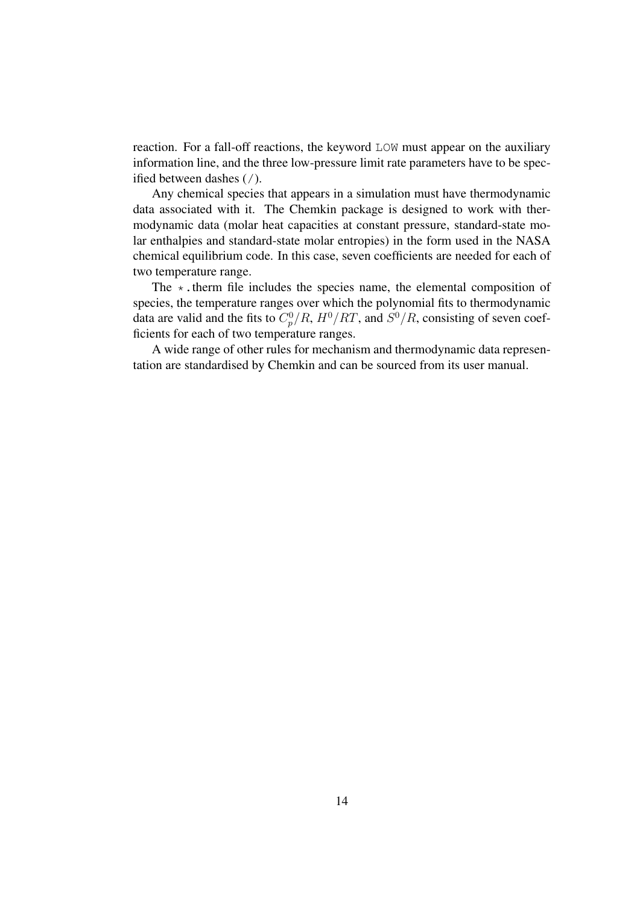reaction. For a fall-off reactions, the keyword `LOW` must appear on the auxiliary information line, and the three low-pressure limit rate parameters have to be specified between dashes (/).

Any chemical species that appears in a simulation must have thermodynamic data associated with it. The Chemkin package is designed to work with thermodynamic data (molar heat capacities at constant pressure, standard-state molar enthalpies and standard-state molar entropies) in the form used in the NASA chemical equilibrium code. In this case, seven coefficients are needed for each of two temperature range.

The *.therm file includes the species name, the elemental composition of species, the temperature ranges over which the polynomial fits to thermodynamic data are valid and the fits to $C_p^0/R$, $H^0/RT$, and $S^0/R$, consisting of seven coefficients for each of two temperature ranges.

A wide range of other rules for mechanism and thermodynamic data representation are standardised by Chemkin and can be sourced from its user manual.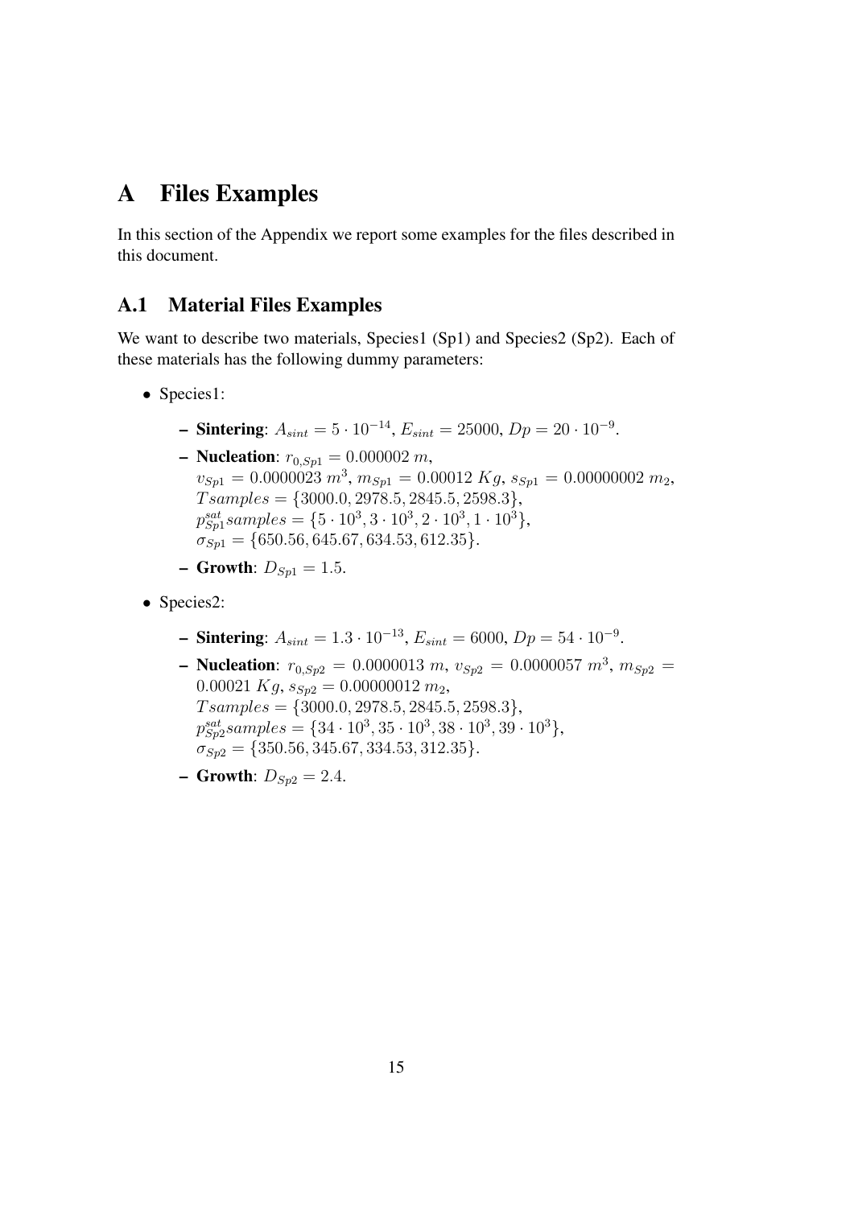# A Files Examples

In this section of the Appendix we report some examples for the files described in this document.

## A.1 Material Files Examples

We want to describe two materials, Species1 (Sp1) and Species2 (Sp2). Each of these materials has the following dummy parameters:

- Species1:
  - **Sintering**: $A_{sint} = 5 \cdot 10^{-14}$, $E_{sint} = 25000$, $Dp = 20 \cdot 10^{-9}$.
  - **Nucleation**: $r_{0,Sp1} = 0.000002\ m$, $v_{Sp1} = 0.0000023\ m^3$, $m_{Sp1} = 0.00012\ Kg$, $s_{Sp1} = 0.00000002\ m_2$, $Tsamples = \{3000.0, 2978.5, 2845.5, 2598.3\}$, $p^{sat}_{Sp1} samples = \{5 \cdot 10^3, 3 \cdot 10^3, 2 \cdot 10^3, 1 \cdot 10^3\}$, $\sigma_{Sp1} = \{650.56, 645.67, 634.53, 612.35\}$.
  - **Growth**: $D_{Sp1} = 1.5$.
- Species2:
  - **Sintering**: $A_{sint} = 1.3 \cdot 10^{-13}$, $E_{sint} = 6000$, $Dp = 54 \cdot 10^{-9}$.
  - **Nucleation**: $r_{0,Sp2} = 0.0000013\ m$, $v_{Sp2} = 0.0000057\ m^3$, $m_{Sp2} = 0.00021\ Kg$, $s_{Sp2} = 0.00000012\ m_2$, $Tsamples = \{3000.0, 2978.5, 2845.5, 2598.3\}$, $p^{sat}_{Sp2} samples = \{34 \cdot 10^3, 35 \cdot 10^3, 38 \cdot 10^3, 39 \cdot 10^3\}$, $\sigma_{Sp2} = \{350.56, 345.67, 334.53, 312.35\}$.
  - **Growth**: $D_{Sp2} = 2.4$.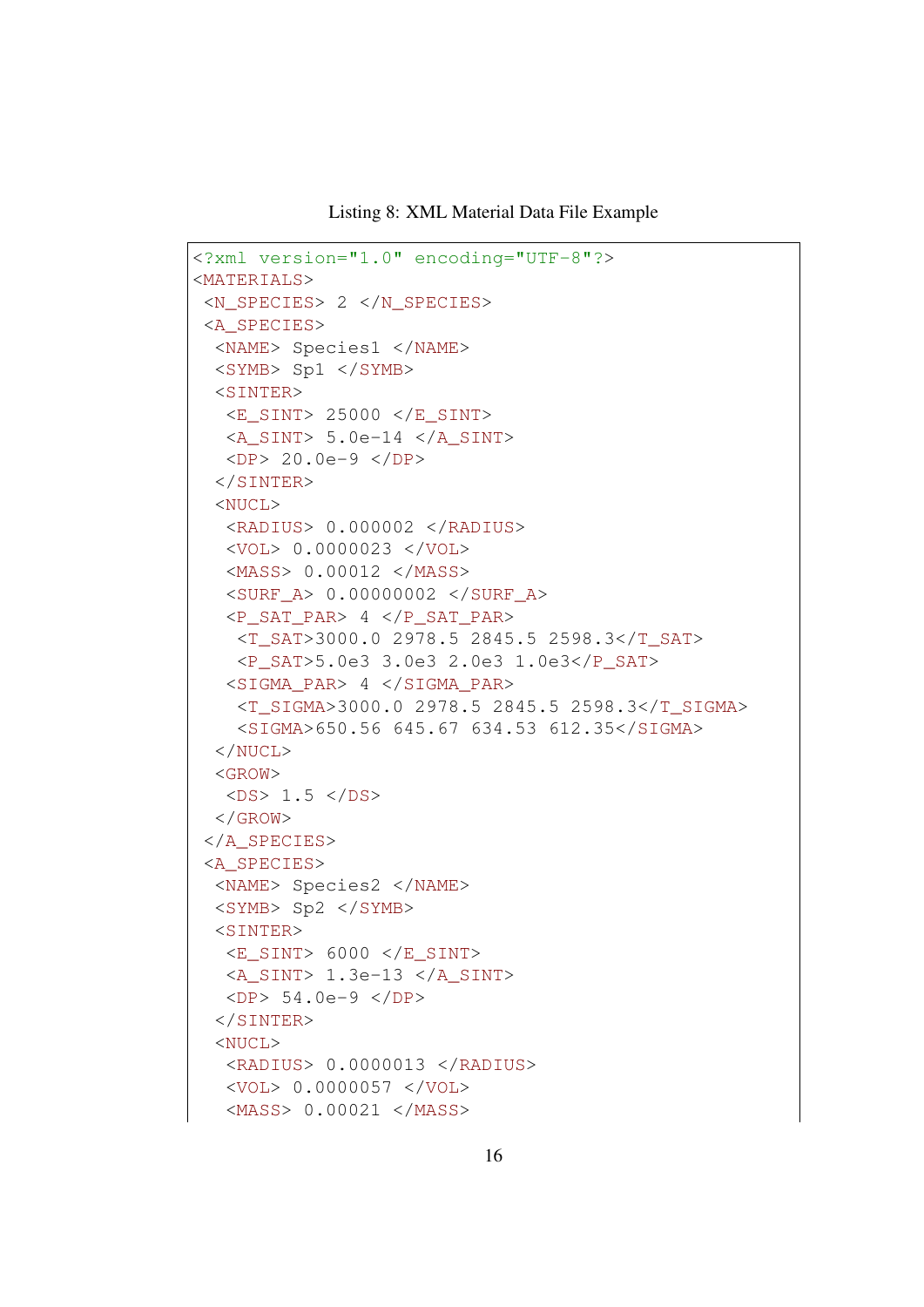Listing 8: XML Material Data File Example

```
<?xml version="1.0" encoding="UTF-8"?>
<MATERIALS>
 <N_SPECIES> 2 </N_SPECIES>
 <A_SPECIES>
  <NAME> Species1 </NAME>
  <SYMB> Sp1 </SYMB>
  <SINTER>
   <E_SINT> 25000 </E_SINT>
   <A_SINT> 5.0e-14 </A_SINT>
   <DP> 20.0e-9 </DP>
  </SINTER>
  <NUCL>
   <RADIUS> 0.000002 </RADIUS>
   <VOL> 0.0000023 </VOL>
   <MASS> 0.00012 </MASS>
   <SURF_A> 0.00000002 </SURF_A>
   <P_SAT_PAR> 4 </P_SAT_PAR>
    <T_SAT>3000.0 2978.5 2845.5 2598.3</T_SAT>
    <P_SAT>5.0e3 3.0e3 2.0e3 1.0e3</P_SAT>
   <SIGMA_PAR> 4 </SIGMA_PAR>
    <T_SIGMA>3000.0 2978.5 2845.5 2598.3</T_SIGMA>
    <SIGMA>650.56 645.67 634.53 612.35</SIGMA>
  </NUCL>
  <GROW>
   <DS> 1.5 </DS>
  </GROW>
 </A_SPECIES>
 <A_SPECIES>
  <NAME> Species2 </NAME>
  <SYMB> Sp2 </SYMB>
  <SINTER>
   <E_SINT> 6000 </E_SINT>
   <A_SINT> 1.3e-13 </A_SINT>
   <DP> 54.0e-9 </DP>
  </SINTER>
  <NUCL>
   <RADIUS> 0.0000013 </RADIUS>
   <VOL> 0.0000057 </VOL>
   <MASS> 0.00021 </MASS>
```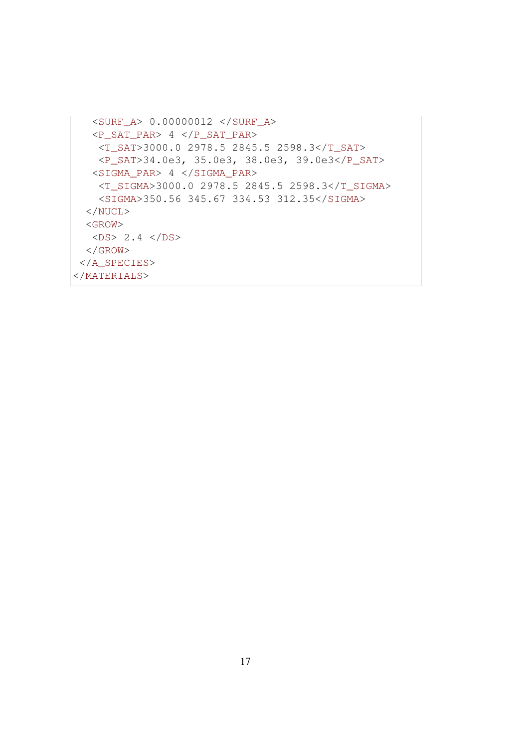```
    <SURF_A> 0.00000012 </SURF_A>
    <P_SAT_PAR> 4 </P_SAT_PAR>
     <T_SAT>3000.0 2978.5 2845.5 2598.3</T_SAT>
     <P_SAT>34.0e3, 35.0e3, 38.0e3, 39.0e3</P_SAT>
    <SIGMA_PAR> 4 </SIGMA_PAR>
     <T_SIGMA>3000.0 2978.5 2845.5 2598.3</T_SIGMA>
     <SIGMA>350.56 345.67 334.53 312.35</SIGMA>
   </NUCL>
   <GROW>
    <DS> 2.4 </DS>
   </GROW>
  </A_SPECIES>
</MATERIALS>
```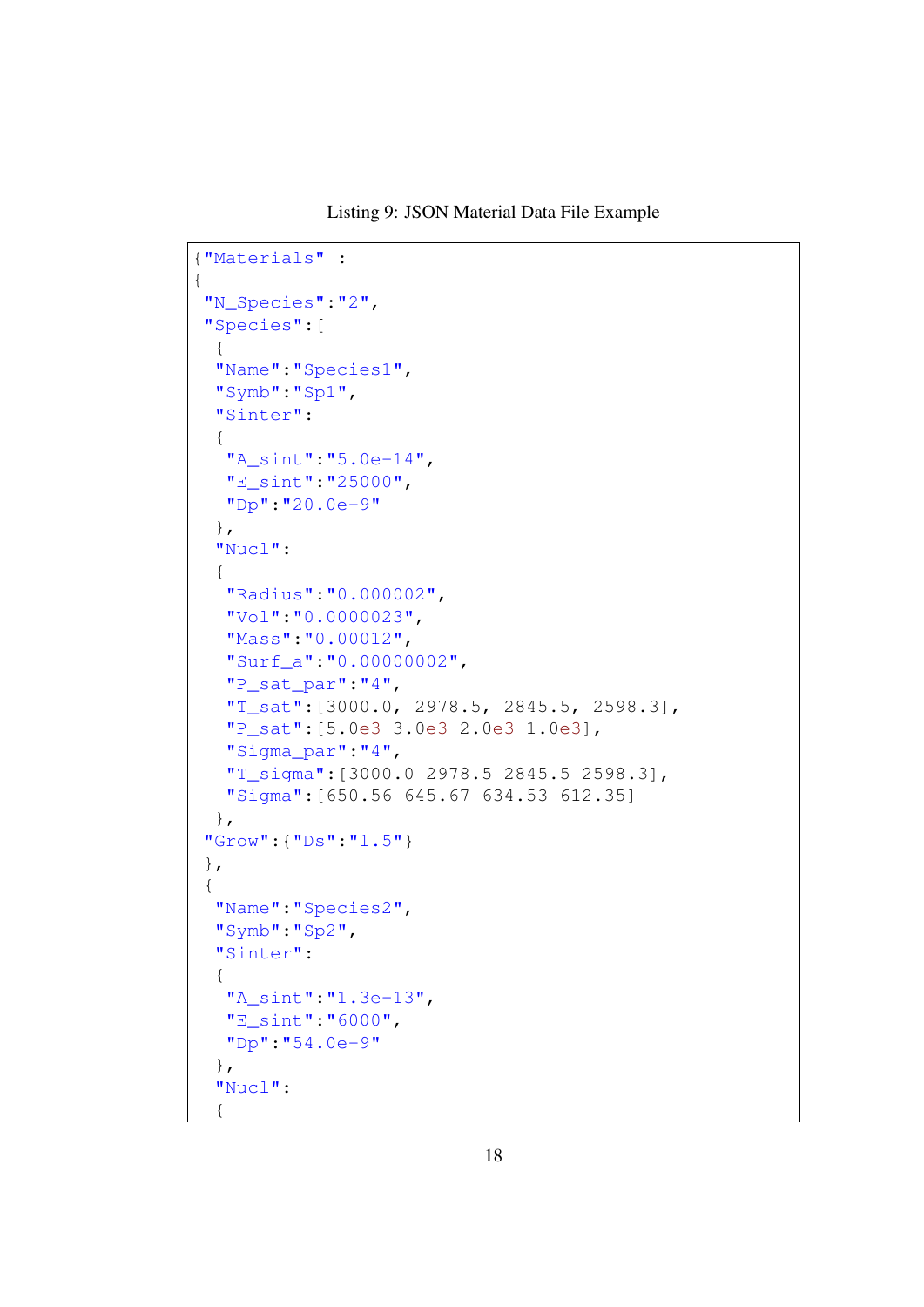Listing 9: JSON Material Data File Example

```
{"Materials" :
{
 "N_Species":"2",
 "Species":[
  {
  "Name":"Species1",
  "Symb":"Sp1",
  "Sinter":
  {
   "A_sint":"5.0e-14",
   "E_sint":"25000",
   "Dp":"20.0e-9"
  },
  "Nucl":
  {
   "Radius":"0.000002",
   "Vol":"0.0000023",
   "Mass":"0.00012",
   "Surf_a":"0.00000002",
   "P_sat_par":"4",
   "T_sat":[3000.0, 2978.5, 2845.5, 2598.3],
   "P_sat":[5.0e3 3.0e3 2.0e3 1.0e3],
   "Sigma_par":"4",
   "T_sigma":[3000.0 2978.5 2845.5 2598.3],
   "Sigma":[650.56 645.67 634.53 612.35]
  },
 "Grow":{"Ds":"1.5"}
 },
 {
  "Name":"Species2",
  "Symb":"Sp2",
  "Sinter":
  {
   "A_sint":"1.3e-13",
   "E_sint":"6000",
   "Dp":"54.0e-9"
  },
  "Nucl":
  {
```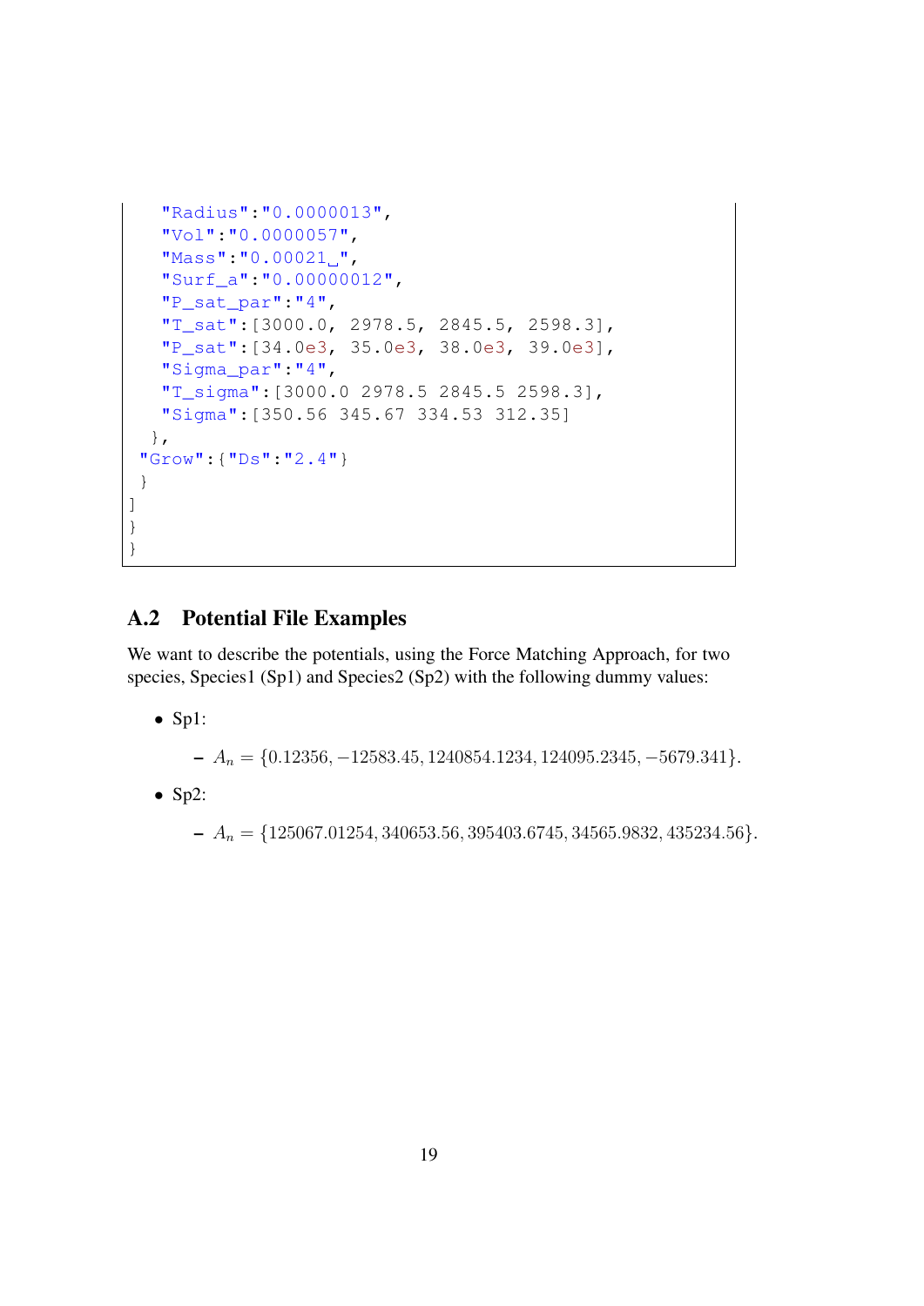```
      "Radius":"0.0000013",
      "Vol":"0.0000057",
      "Mass":"0.00021␣",
      "Surf_a":"0.00000012",
      "P_sat_par":"4",
      "T_sat":[3000.0, 2978.5, 2845.5, 2598.3],
      "P_sat":[34.0e3, 35.0e3, 38.0e3, 39.0e3],
      "Sigma_par":"4",
      "T_sigma":[3000.0 2978.5 2845.5 2598.3],
      "Sigma":[350.56 345.67 334.53 312.35]
    },
   "Grow":{"Ds":"2.4"}
   }
 ]
 }
}
```

## A.2 Potential File Examples

We want to describe the potentials, using the Force Matching Approach, for two species, Species1 (Sp1) and Species2 (Sp2) with the following dummy values:

- Sp1:
  - $A_n = \{0.12356, -12583.45, 1240854.1234, 124095.2345, -5679.341\}$.
- Sp2:
  - $A_n = \{125067.01254, 340653.56, 395403.6745, 34565.9832, 435234.56\}$.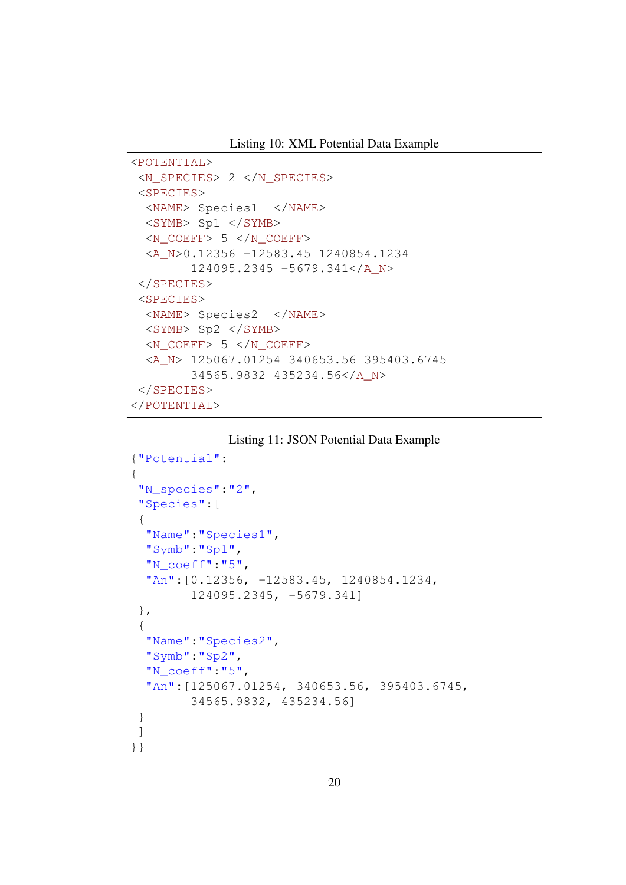Listing 10: XML Potential Data Example

```
<POTENTIAL>
 <N_SPECIES> 2 </N_SPECIES>
 <SPECIES>
  <NAME> Species1  </NAME>
  <SYMB> Sp1 </SYMB>
  <N_COEFF> 5 </N_COEFF>
  <A_N>0.12356 -12583.45 1240854.1234
        124095.2345 -5679.341</A_N>
 </SPECIES>
 <SPECIES>
  <NAME> Species2  </NAME>
  <SYMB> Sp2 </SYMB>
  <N_COEFF> 5 </N_COEFF>
  <A_N> 125067.01254 340653.56 395403.6745
        34565.9832 435234.56</A_N>
 </SPECIES>
</POTENTIAL>
```

Listing 11: JSON Potential Data Example

```
{"Potential":
{
 "N_species":"2",
 "Species":[
 {
  "Name":"Species1",
  "Symb":"Sp1",
  "N_coeff":"5",
  "An":[0.12356, -12583.45, 1240854.1234,
        124095.2345, -5679.341]
 },
 {
  "Name":"Species2",
  "Symb":"Sp2",
  "N_coeff":"5",
  "An":[125067.01254, 340653.56, 395403.6745,
        34565.9832, 435234.56]
 }
 ]
}}
```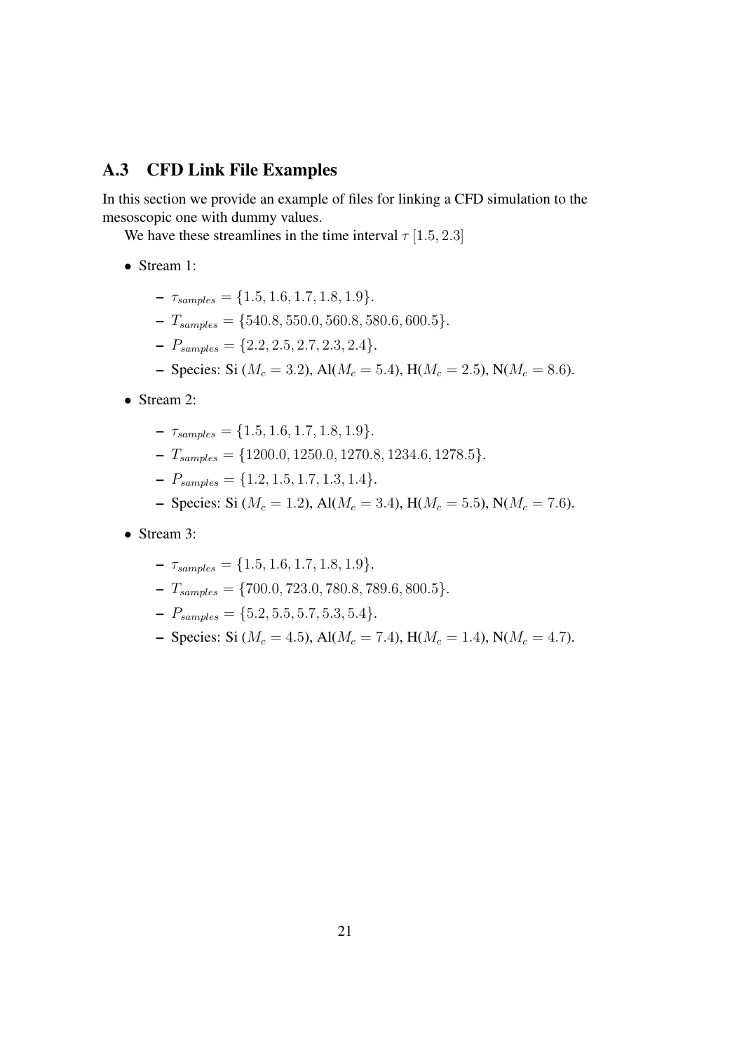## A.3 CFD Link File Examples

In this section we provide an example of files for linking a CFD simulation to the mesoscopic one with dummy values.

We have these streamlines in the time interval $\tau\,[1.5, 2.3]$

- Stream 1:
  - $\tau_{samples} = \{1.5, 1.6, 1.7, 1.8, 1.9\}$.
  - $T_{samples} = \{540.8, 550.0, 560.8, 580.6, 600.5\}$.
  - $P_{samples} = \{2.2, 2.5, 2.7, 2.3, 2.4\}$.
  - Species: Si ($M_c = 3.2$), Al($M_c = 5.4$), H($M_c = 2.5$), N($M_c = 8.6$).
- Stream 2:
  - $\tau_{samples} = \{1.5, 1.6, 1.7, 1.8, 1.9\}$.
  - $T_{samples} = \{1200.0, 1250.0, 1270.8, 1234.6, 1278.5\}$.
  - $P_{samples} = \{1.2, 1.5, 1.7, 1.3, 1.4\}$.
  - Species: Si ($M_c = 1.2$), Al($M_c = 3.4$), H($M_c = 5.5$), N($M_c = 7.6$).
- Stream 3:
  - $\tau_{samples} = \{1.5, 1.6, 1.7, 1.8, 1.9\}$.
  - $T_{samples} = \{700.0, 723.0, 780.8, 789.6, 800.5\}$.
  - $P_{samples} = \{5.2, 5.5, 5.7, 5.3, 5.4\}$.
  - Species: Si ($M_c = 4.5$), Al($M_c = 7.4$), H($M_c = 1.4$), N($M_c = 4.7$).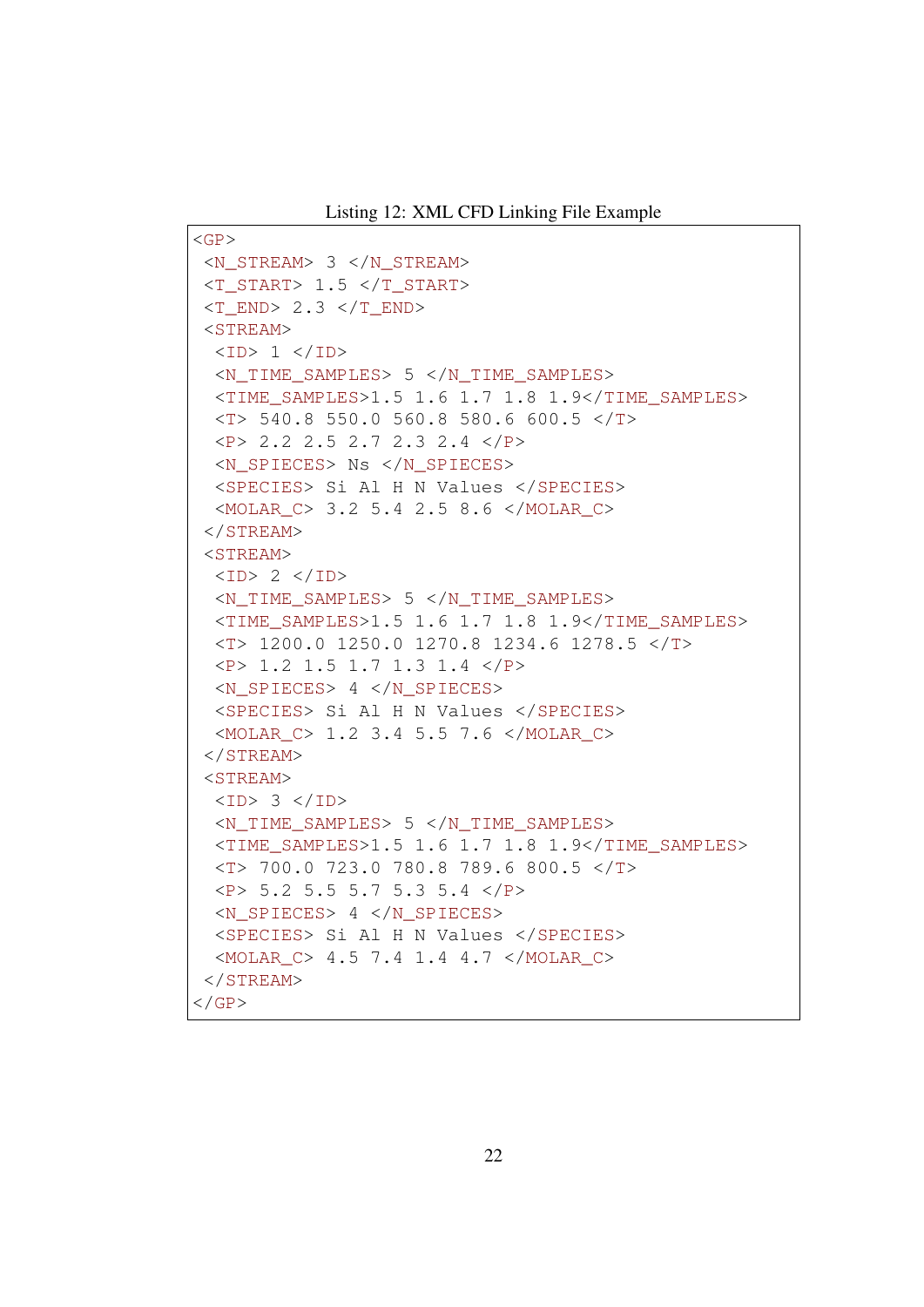Listing 12: XML CFD Linking File Example

```
<GP>
 <N_STREAM> 3 </N_STREAM>
 <T_START> 1.5 </T_START>
 <T_END> 2.3 </T_END>
 <STREAM>
  <ID> 1 </ID>
  <N_TIME_SAMPLES> 5 </N_TIME_SAMPLES>
  <TIME_SAMPLES>1.5 1.6 1.7 1.8 1.9</TIME_SAMPLES>
  <T> 540.8 550.0 560.8 580.6 600.5 </T>
  <P> 2.2 2.5 2.7 2.3 2.4 </P>
  <N_SPIECES> Ns </N_SPIECES>
  <SPECIES> Si Al H N Values </SPECIES>
  <MOLAR_C> 3.2 5.4 2.5 8.6 </MOLAR_C>
 </STREAM>
 <STREAM>
  <ID> 2 </ID>
  <N_TIME_SAMPLES> 5 </N_TIME_SAMPLES>
  <TIME_SAMPLES>1.5 1.6 1.7 1.8 1.9</TIME_SAMPLES>
  <T> 1200.0 1250.0 1270.8 1234.6 1278.5 </T>
  <P> 1.2 1.5 1.7 1.3 1.4 </P>
  <N_SPIECES> 4 </N_SPIECES>
  <SPECIES> Si Al H N Values </SPECIES>
  <MOLAR_C> 1.2 3.4 5.5 7.6 </MOLAR_C>
 </STREAM>
 <STREAM>
  <ID> 3 </ID>
  <N_TIME_SAMPLES> 5 </N_TIME_SAMPLES>
  <TIME_SAMPLES>1.5 1.6 1.7 1.8 1.9</TIME_SAMPLES>
  <T> 700.0 723.0 780.8 789.6 800.5 </T>
  <P> 5.2 5.5 5.7 5.3 5.4 </P>
  <N_SPIECES> 4 </N_SPIECES>
  <SPECIES> Si Al H N Values </SPECIES>
  <MOLAR_C> 4.5 7.4 1.4 4.7 </MOLAR_C>
 </STREAM>
</GP>
```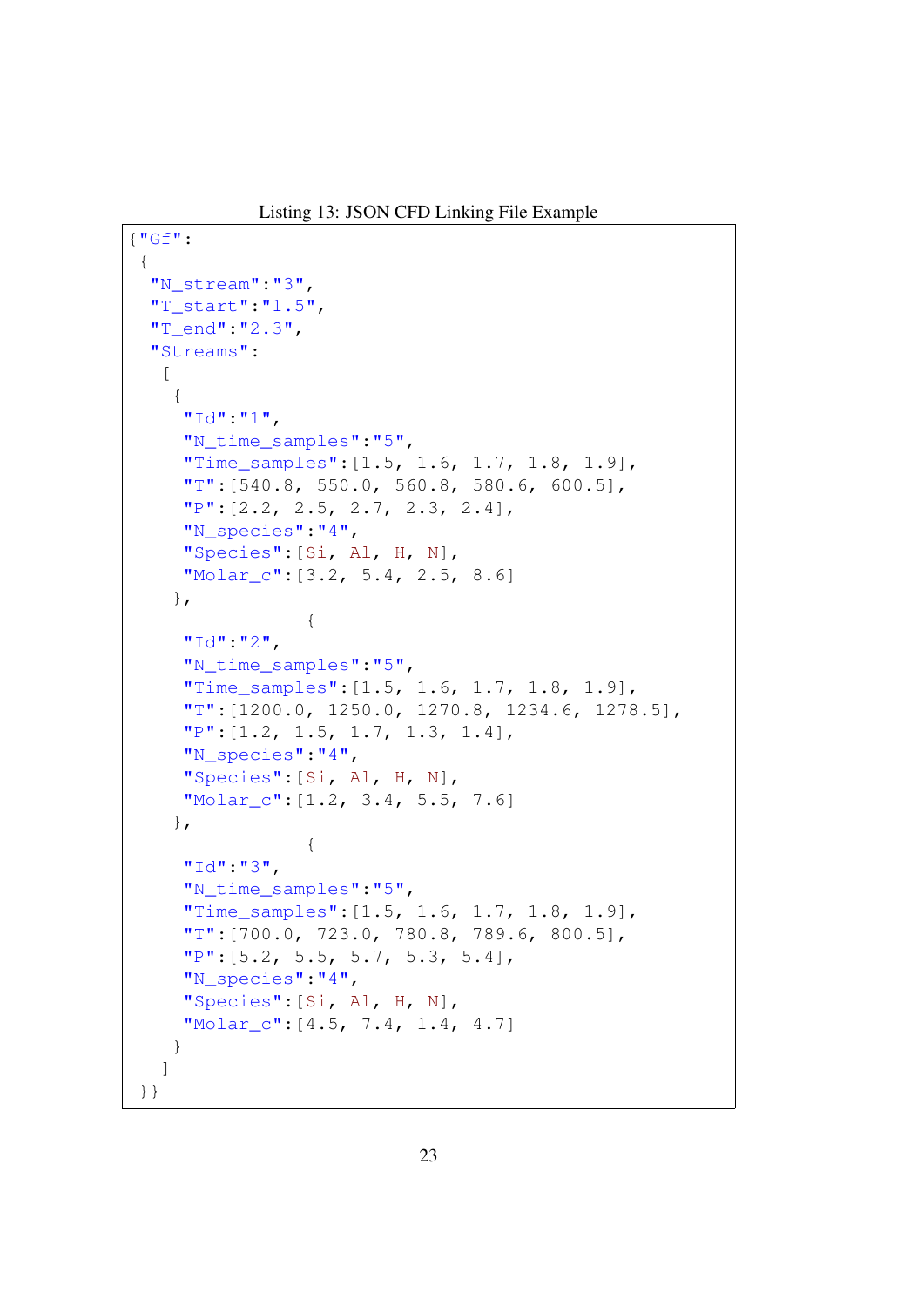Listing 13: JSON CFD Linking File Example

```
{"Gf":
 {
  "N_stream":"3",
  "T_start":"1.5",
  "T_end":"2.3",
  "Streams":
   [
    {
     "Id":"1",
     "N_time_samples":"5",
     "Time_samples":[1.5, 1.6, 1.7, 1.8, 1.9],
     "T":[540.8, 550.0, 560.8, 580.6, 600.5],
     "P":[2.2, 2.5, 2.7, 2.3, 2.4],
     "N_species":"4",
     "Species":[Si, Al, H, N],
     "Molar_c":[3.2, 5.4, 2.5, 8.6]
    },
                {
     "Id":"2",
     "N_time_samples":"5",
     "Time_samples":[1.5, 1.6, 1.7, 1.8, 1.9],
     "T":[1200.0, 1250.0, 1270.8, 1234.6, 1278.5],
     "P":[1.2, 1.5, 1.7, 1.3, 1.4],
     "N_species":"4",
     "Species":[Si, Al, H, N],
     "Molar_c":[1.2, 3.4, 5.5, 7.6]
    },
                {
     "Id":"3",
     "N_time_samples":"5",
     "Time_samples":[1.5, 1.6, 1.7, 1.8, 1.9],
     "T":[700.0, 723.0, 780.8, 789.6, 800.5],
     "P":[5.2, 5.5, 5.7, 5.3, 5.4],
     "N_species":"4",
     "Species":[Si, Al, H, N],
     "Molar_c":[4.5, 7.4, 1.4, 4.7]
    }
   ]
 }}
```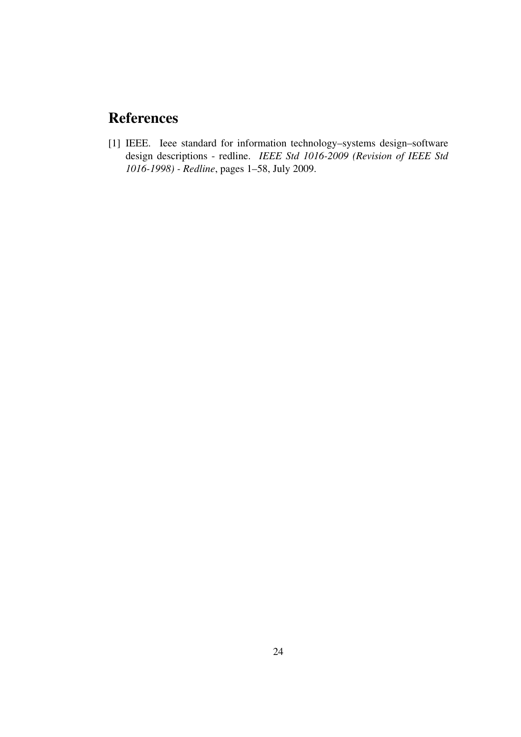# References

[1] IEEE. Ieee standard for information technology–systems design–software design descriptions - redline. *IEEE Std 1016-2009 (Revision of IEEE Std 1016-1998) - Redline*, pages 1–58, July 2009.